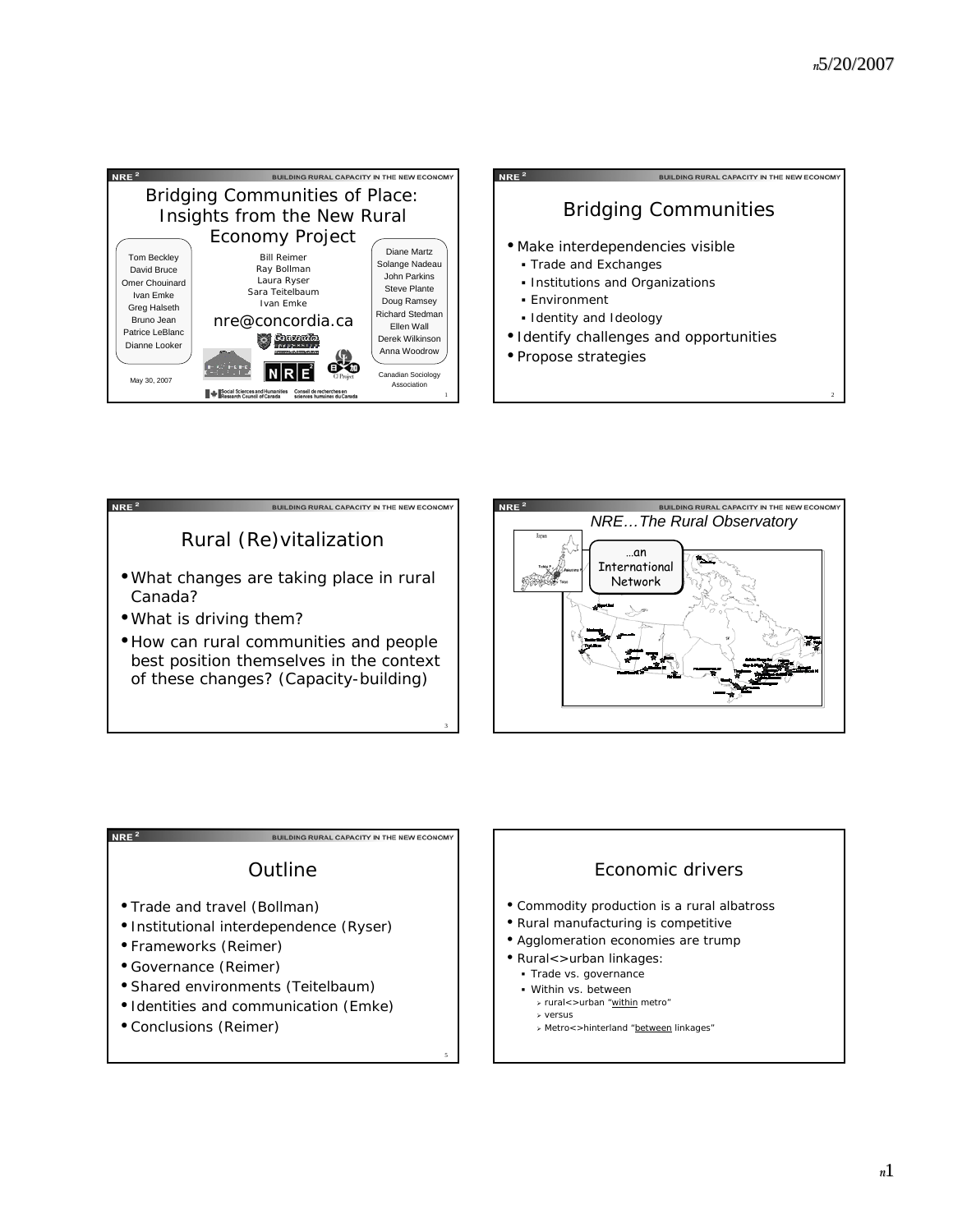## Bridging Communities of Place: Insights from the New Rural Economy Project

Tom Beckley
David Bruce
Omer Chouinard
Ivan Emke
Greg Halseth
Bruno Jean
Patrice LeBlanc
Dianne Looker

Bill Reimer
Ray Bollman
Laura Ryser
Sara Teitelbaum
Ivan Emke

nre@concordia.ca

Diane Martz
Solange Nadeau
John Parkins
Steve Plante
Doug Ramsey
Richard Stedman
Ellen Wall
Derek Wilkinson
Anna Woodrow

May 30, 2007

Canadian Sociology Association

Social Sciences and Humanities Research Council of Canada / Conseil de recherches en sciences humaines du Canada

## Bridging Communities

- Make interdependencies visible
  - Trade and Exchanges
  - Institutions and Organizations
  - Environment
  - Identity and Ideology
- Identify challenges and opportunities
- Propose strategies

## Rural (Re)vitalization

- What changes are taking place in rural Canada?
- What is driving them?
- How can rural communities and people best position themselves in the context of these changes? (Capacity-building)

## *NRE…The Rural Observatory*

…an International Network

## Outline

- Trade and travel (Bollman)
- Institutional interdependence (Ryser)
- Frameworks (Reimer)
- Governance (Reimer)
- Shared environments (Teitelbaum)
- Identities and communication (Emke)
- Conclusions (Reimer)

## Economic drivers

- Commodity production is a rural albatross
- Rural manufacturing is competitive
- Agglomeration economies are trump
- Rural<>urban linkages:
  - Trade vs. governance
  - Within vs. between
    - rural<>urban "within metro"
    - versus
    - Metro<>hinterland "between linkages"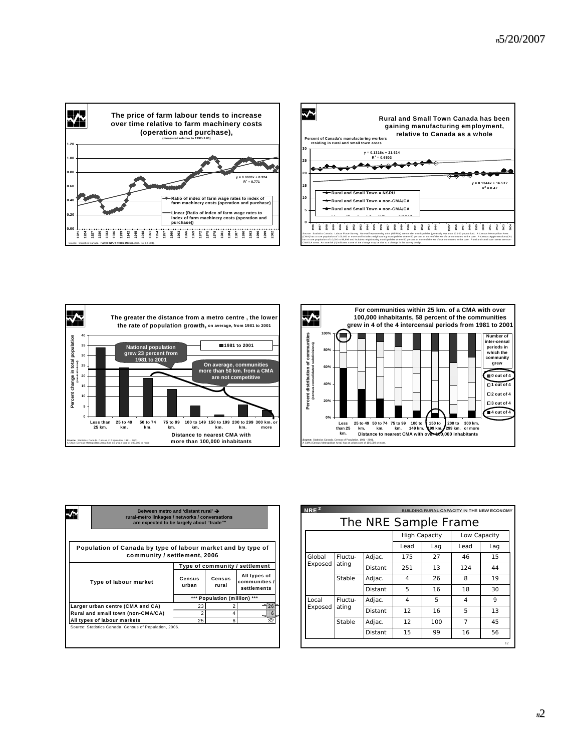## The price of farm labour tends to increase over time relative to farm machinery costs (operation and purchase),

(measured relative to 1992=1.00)

$y = 0.0083x + 0.324$
$R^2 = 0.771$

- Ratio of index of farm wage rates to index of farm machinery costs (operation and purchase)
- Linear (Ratio of index of farm wage rates to index of farm machinery costs (operation and purchase))

Source: Statistics Canada. FARM INPUT PRICE INDEX. (Cat. No. 62-004).

## Rural and Small Town Canada has been gaining manufacturing employment, relative to Canada as a whole

Percent of Canada's manufacturing workers residing in rural and small town areas

$y = 0.1316x + 21.624$
$R^2 = 0.6503$

$y = 0.1344x + 16.512$
$R^2 = 0.47$

- Rural and Small Town = NSRU
- Rural and Small Town = non-CMA/CA
- Rural and Small Town = non-CMA/CA

Source: Statistics Canada. Labour Force Survey. Non-self representing units (NSRUs) are smaller municipalities (generally less than 10,000 population). A Census Metropolitan Area (CMA) has a core population of 100,000 or more and includes neighbouring municipalities where 50 percent or more of the workforce commutes to the core. A Census Agglomeration (CA) has a core population of 10,000 to 99,999 and includes neighbouring municipalities where 50 percent or more of the workforce commutes to the core. Rural and small town areas are non-CMA/CA areas. An asterisk (*) indicates some of the change may be due to a change in the survey design.

## The greater the distance from a metro centre , the lower the rate of population growth, on average, from 1981 to 2001

Percent change in total population

- 1981 to 2001

National population grew 23 percent from 1981 to 2001

On average, communities more than 50 km. from a CMA are not competitive

Distance to nearest CMA with more than 100,000 inhabitants

Source: Statistics Canada. Census of Population, 1981 - 2001.
A CMA (Census Metropolitan Area) has an urban core of 100,000 or more.

## For communities within 25 km. of a CMA with over 100,000 inhabitants, 58 percent of the communities grew in 4 of the 4 intercensal periods from 1981 to 2001

Percent distribution of communities (census consolidated subdivisions)

Number of inter-censal periods in which the community grew:
- 0 out of 4
- 1 out of 4
- 2 out of 4
- 3 out of 4
- 4 out of 4

Distance to nearest CMA with over 100,000 inhabitants

Source: Statistics Canada. Census of Population, 1981 - 2001.
A CMA (Census Metropolitan Area) has an urban core of 100,000 or more.

## Between metro and 'distant rural' → rural-metro linkages / networks / conversations are expected to be largely about "trade""

**Population of Canada by type of labour market and by type of community / settlement, 2006**

| Type of labour market | Census urban | Census rural | All types of communities / settlements |
|---|---|---|---|
| | *** Population (million) *** | | |
| Larger urban centre (CMA and CA) | 23 | 2 | 26 |
| Rural and small town (non-CMA/CA) | 2 | 4 | 6 |
| All types of labour markets | 25 | 6 | 32 |

Source: Statistics Canada. Census of Population, 2006.

## The NRE Sample Frame

NRE[2] BUILDING RURAL CAPACITY IN THE NEW ECONOMY

| | | | High Capacity | | Low Capacity | |
|---|---|---|---|---|---|---|
| | | | Lead | Lag | Lead | Lag |
| Global Exposed | Fluctuating | Adjac. | 175 | 27 | 46 | 15 |
| | | Distant | 251 | 13 | 124 | 44 |
| | Stable | Adjac. | 4 | 26 | 8 | 19 |
| | | Distant | 5 | 16 | 18 | 30 |
| Local Exposed | Fluctuating | Adjac. | 4 | 5 | 4 | 9 |
| | | Distant | 12 | 16 | 5 | 13 |
| | Stable | Adjac. | 12 | 100 | 7 | 45 |
| | | Distant | 15 | 99 | 16 | 56 |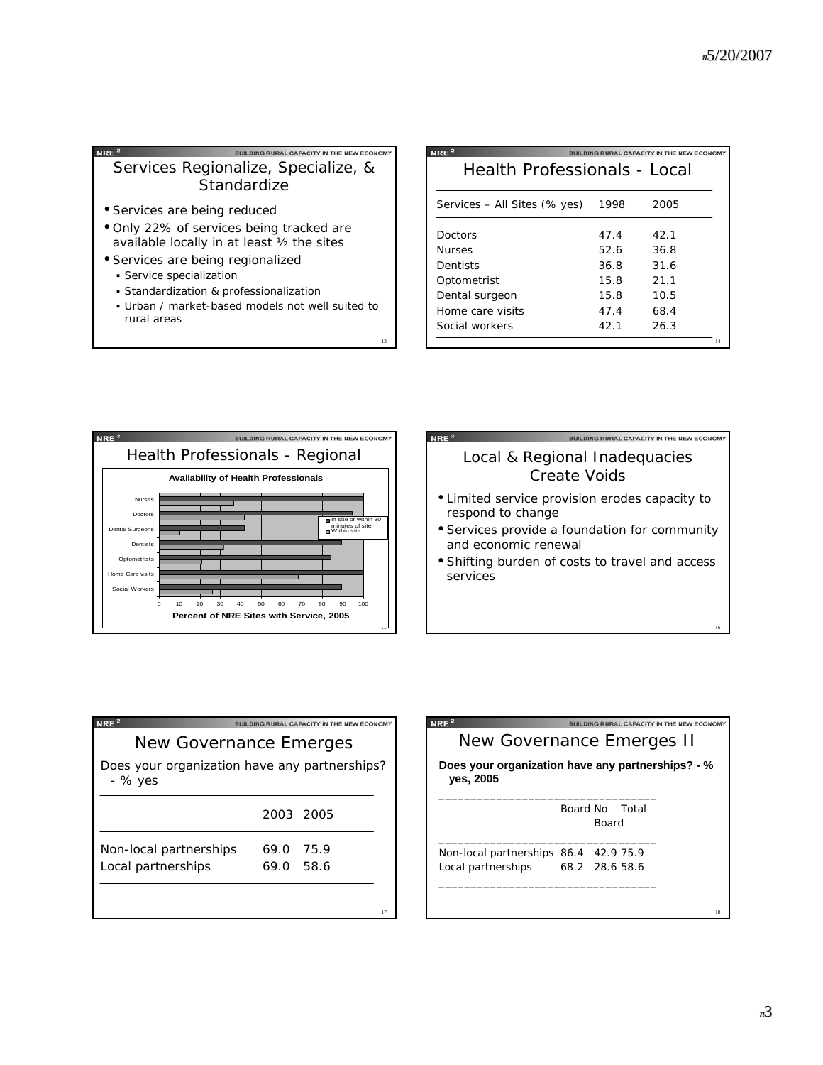## Services Regionalize, Specialize, & Standardize

- Services are being reduced
- Only 22% of services being tracked are available locally in at least ½ the sites
- Services are being regionalized
  - Service specialization
  - Standardization & professionalization
  - Urban / market-based models not well suited to rural areas

## Health Professionals - Local

| Services – All Sites (% yes) | 1998 | 2005 |
|---|---|---|
| Doctors | 47.4 | 42.1 |
| Nurses | 52.6 | 36.8 |
| Dentists | 36.8 | 31.6 |
| Optometrist | 15.8 | 21.1 |
| Dental surgeon | 15.8 | 10.5 |
| Home care visits | 47.4 | 68.4 |
| Social workers | 42.1 | 26.3 |

## Health Professionals - Regional

**Availability of Health Professionals**

Categories: Nurses, Doctors, Dental Surgeons, Dentists, Optometrists, Home Care visits, Social Workers

Legend: In site or within 30 minutes of site; Within site

**Percent of NRE Sites with Service, 2005**

## Local & Regional Inadequacies Create Voids

- Limited service provision erodes capacity to respond to change
- Services provide a foundation for community and economic renewal
- Shifting burden of costs to travel and access services

## New Governance Emerges

Does your organization have any partnerships? - % yes

| | 2003 | 2005 |
|---|---|---|
| Non-local partnerships | 69.0 | 75.9 |
| Local partnerships | 69.0 | 58.6 |

## New Governance Emerges II

**Does your organization have any partnerships? - % yes, 2005**

| | Board | No Board | Total |
|---|---|---|---|
| Non-local partnerships | 86.4 | 42.9 | 75.9 |
| Local partnerships | 68.2 | 28.6 | 58.6 |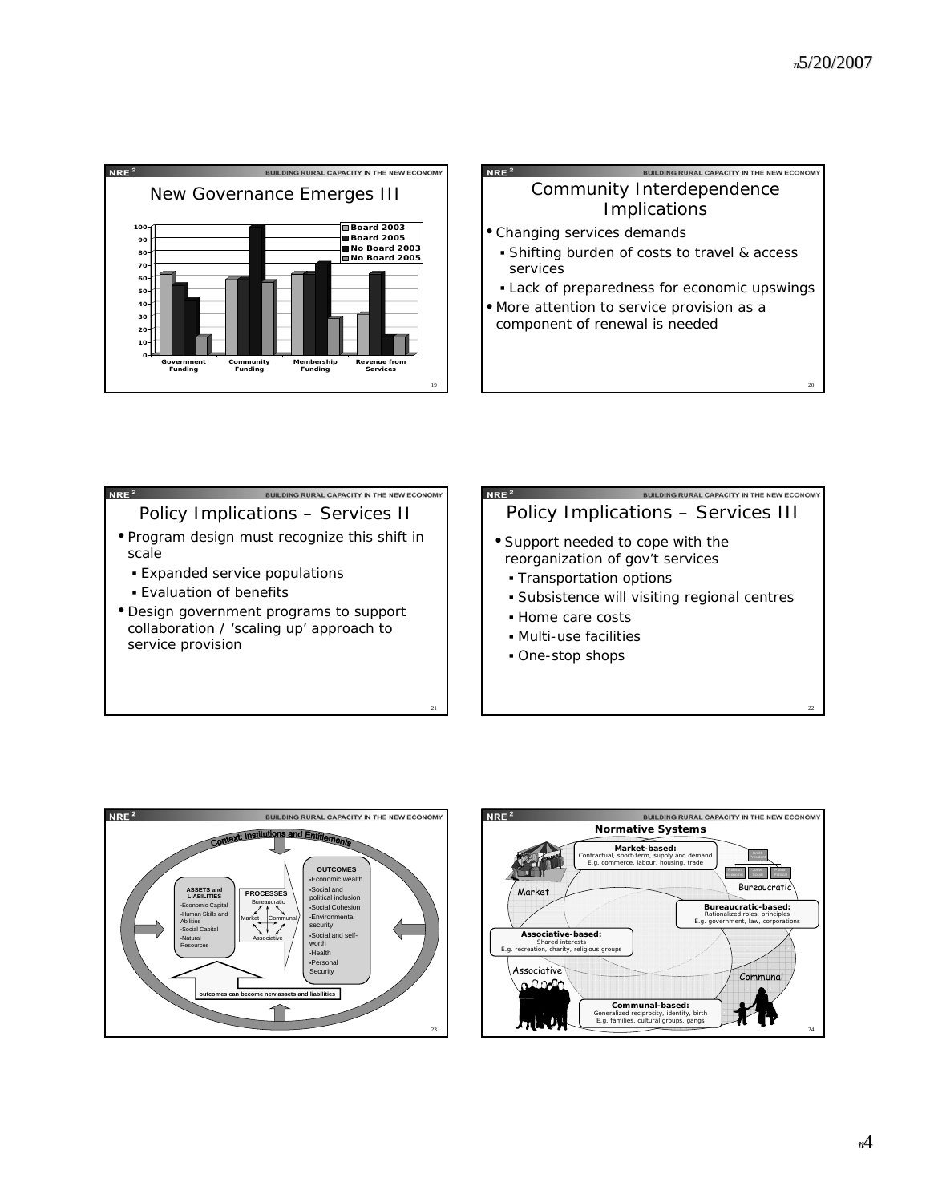## New Governance Emerges III

| | Board 2003 | Board 2005 | No Board 2003 | No Board 2005 |
|---|---|---|---|---|
| Government Funding | 63 | 54 | 42 | 14 |
| Community Funding | 58 | 58 | 100 | 56 |
| Membership Funding | 62 | 62 | 71 | 28 |
| Revenue from Services | 31 | 62 | 14 | 14 |

## Community Interdependence Implications

- Changing services demands
  - Shifting burden of costs to travel & access services
  - Lack of preparedness for economic upswings
- More attention to service provision as a component of renewal is needed

## Policy Implications – Services II

- Program design must recognize this shift in scale
  - Expanded service populations
  - Evaluation of benefits
- Design government programs to support collaboration / 'scaling up' approach to service provision

## Policy Implications – Services III

- Support needed to cope with the reorganization of gov't services
  - Transportation options
  - Subsistence will visiting regional centres
  - Home care costs
  - Multi-use facilities
  - One-stop shops

## Context: Institutions and Entitlements

**ASSETS and LIABILITIES**
- Economic Capital
- Human Skills and Abilities
- Social Capital
- Natural Resources

**PROCESSES**
- Bureaucratic
- Market
- Communal
- Associative

**OUTCOMES**
- Economic wealth
- Social and political inclusion
- Social Cohesion
- Environmental security
- Social and self-worth
- Health
- Personal Security

outcomes can become new assets and liabilities

## Normative Systems

**Market-based:** Contractual, short-term, supply and demand. E.g. commerce, labour, housing, trade

**Bureaucratic-based:** Rationalized roles, principles. E.g. government, law, corporations

**Associative-based:** Shared interests. E.g. recreation, charity, religious groups

**Communal-based:** Generalized reciprocity, identity, birth. E.g. families, cultural groups, gangs

Market — Bureaucratic — Associative — Communal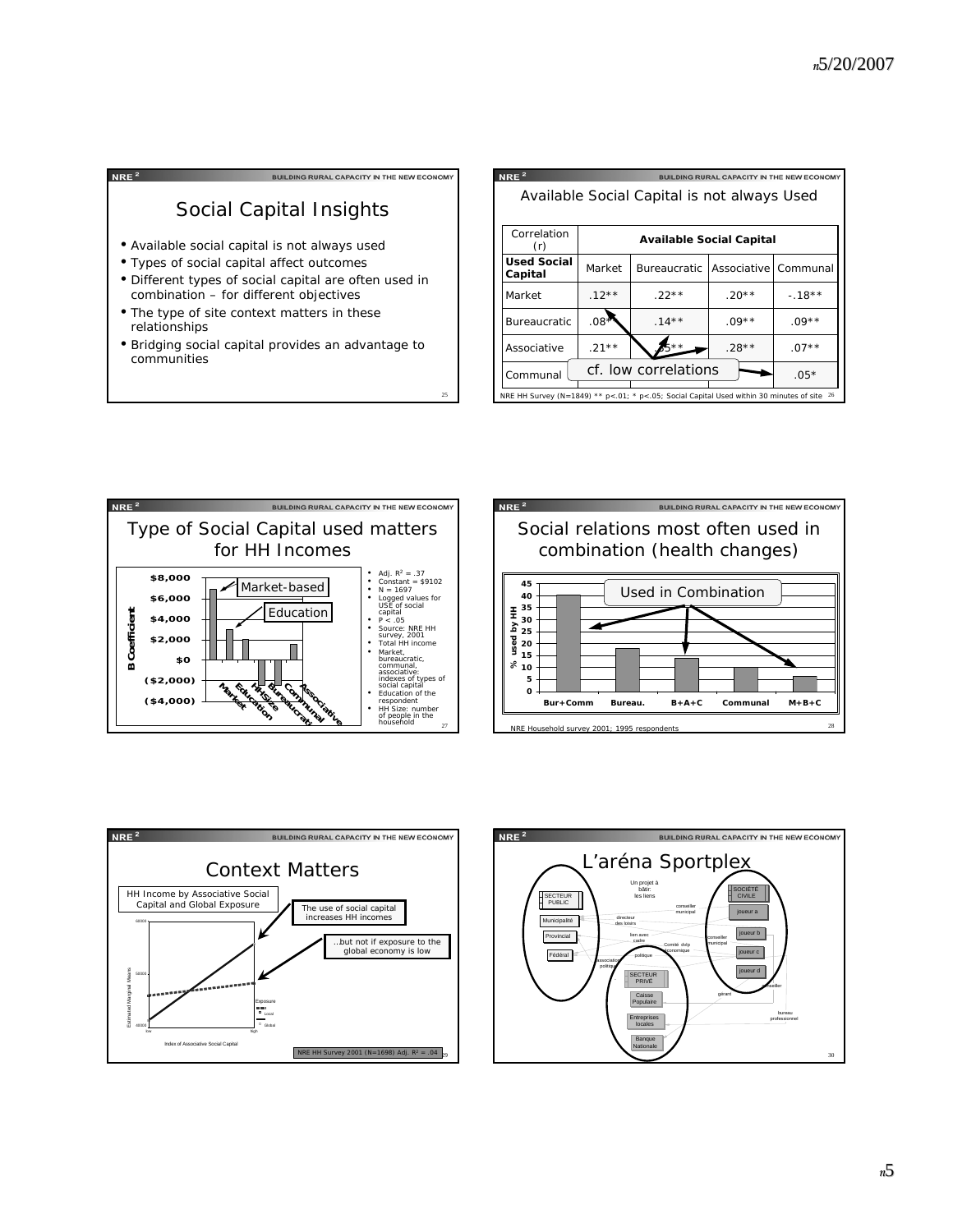## Social Capital Insights

- Available social capital is not always used
- Types of social capital affect outcomes
- Different types of social capital are often used in combination – for different objectives
- The type of site context matters in these relationships
- Bridging social capital provides an advantage to communities

## Available Social Capital is not always Used

| Correlation (r) | Available Social Capital | | | |
|---|---|---|---|---|
| **Used Social Capital** | Market | Bureaucratic | Associative | Communal |
| Market | .12** | .22** | .20** | -.18** |
| Bureaucratic | .08** | .14** | .09** | .09** |
| Associative | .21** | .35** | .28** | .07** |
| Communal | | | | .05* |

cf. low correlations

NRE HH Survey (N=1849) ** p<.01; * p<.05; Social Capital Used within 30 minutes of site

## Type of Social Capital used matters for HH Incomes

Market-based

Education

- Adj. $R^2$ = .37
- Constant = $9102
- N = 1697
- Logged values for USE of social capital
- P < .05
- Source: NRE HH survey, 2001
- Total HH income
- Market, bureaucratic, communal, associative: indexes of types of social capital
- Education of the respondent
- HH Size: number of people in the household

## Social relations most often used in combination (health changes)

Used in Combination

NRE Household survey 2001; 1995 respondents

## Context Matters

HH Income by Associative Social Capital and Global Exposure

The use of social capital increases HH incomes

...but not if exposure to the global economy is low

NRE HH Survey 2001 (N=1698) Adj. $R^2$ = .04

## L'aréna Sportplex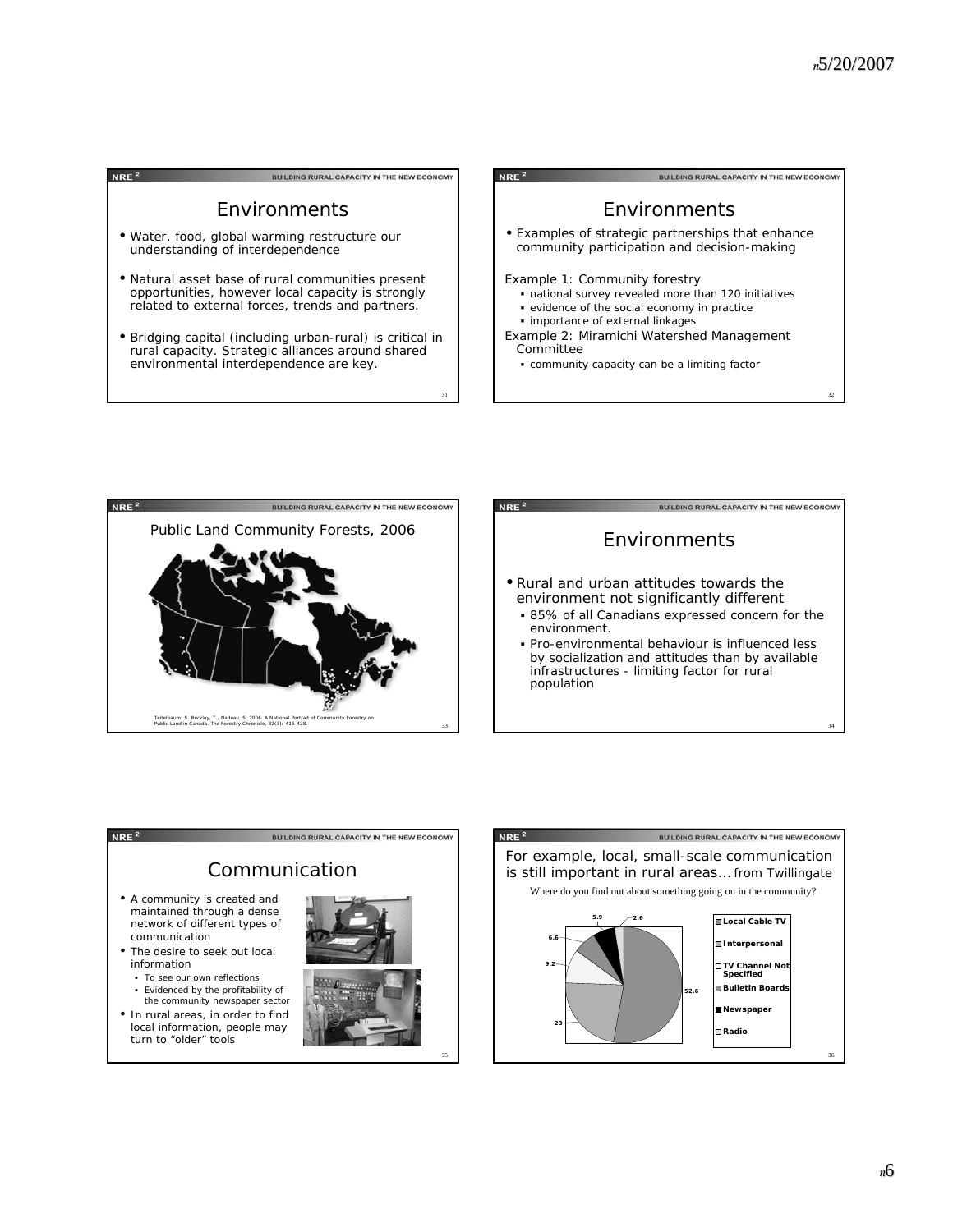## Environments

- Water, food, global warming restructure our understanding of interdependence
- Natural asset base of rural communities present opportunities, however local capacity is strongly related to external forces, trends and partners.
- Bridging capital (including urban-rural) is critical in rural capacity. Strategic alliances around shared environmental interdependence are key.

## Environments

- Examples of strategic partnerships that enhance community participation and decision-making

Example 1: Community forestry
- national survey revealed more than 120 initiatives
- evidence of the social economy in practice
- importance of external linkages

Example 2: Miramichi Watershed Management Committee
- community capacity can be a limiting factor

## Public Land Community Forests, 2006

Teitelbaum, S. Beckley, T., Nadeau, S. 2006. A National Portrait of Community Forestry on Public Land in Canada. The Forestry Chronicle, 82(3): 416-428.

## Environments

- Rural and urban attitudes towards the environment not significantly different
  - 85% of all Canadians expressed concern for the environment.
  - Pro-environmental behaviour is influenced less by socialization and attitudes than by available infrastructures - limiting factor for rural population

## Communication

- A community is created and maintained through a dense network of different types of communication
- The desire to seek out local information
  - To see our own reflections
  - Evidenced by the profitability of the community newspaper sector
- In rural areas, in order to find local information, people may turn to "older" tools

## For example, local, small-scale communication is still important in rural areas... from Twillingate

Where do you find out about something going on in the community?

| Source | % |
| --- | --- |
| Local Cable TV | 52.6 |
| Interpersonal | 23 |
| TV Channel Not Specified | 9.2 |
| Bulletin Boards | 6.6 |
| Newspaper | 5.9 |
| Radio | 2.6 |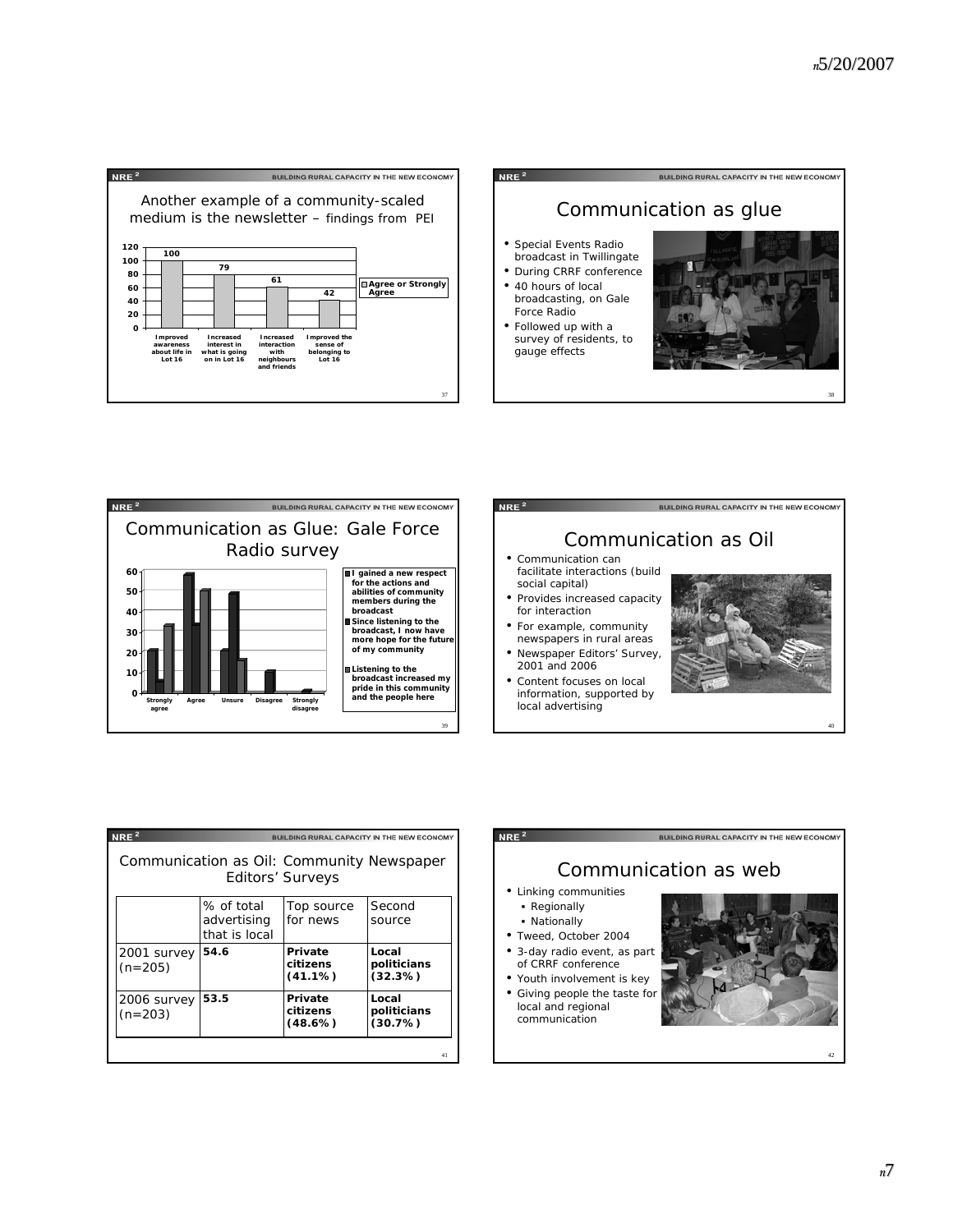## Another example of a community-scaled medium is the newsletter – findings from PEI

| | Agree or Strongly Agree |
|---|---|
| Improved awareness about life in Lot 16 | 100 |
| Increased interest in what is going on in Lot 16 | 79 |
| Increased interaction with neighbours and friends | 61 |
| Improved the sense of belonging to Lot 16 | 42 |

## Communication as glue

- Special Events Radio broadcast in Twillingate
- During CRRF conference
- 40 hours of local broadcasting, on Gale Force Radio
- Followed up with a survey of residents, to gauge effects

## Communication as Glue: Gale Force Radio survey

Legend:
- I gained a new respect for the actions and abilities of community members during the broadcast
- Since listening to the broadcast, I now have more hope for the future of my community
- Listening to the broadcast increased my pride in this community and the people here

Categories: Strongly agree, Agree, Unsure, Disagree, Strongly disagree

## Communication as Oil

- Communication can facilitate interactions (build social capital)
- Provides increased capacity for interaction
- For example, community newspapers in rural areas
- Newspaper Editors' Survey, 2001 and 2006
- Content focuses on local information, supported by local advertising

## Communication as Oil: Community Newspaper Editors' Surveys

| | % of total advertising that is local | Top source for news | Second source |
|---|---|---|---|
| 2001 survey (n=205) | **54.6** | **Private citizens (41.1%)** | **Local politicians (32.3%)** |
| 2006 survey (n=203) | **53.5** | **Private citizens (48.6%)** | **Local politicians (30.7%)** |

## Communication as web

- Linking communities
  - Regionally
  - Nationally
- Tweed, October 2004
- 3-day radio event, as part of CRRF conference
- Youth involvement is key
- Giving people the taste for local and regional communication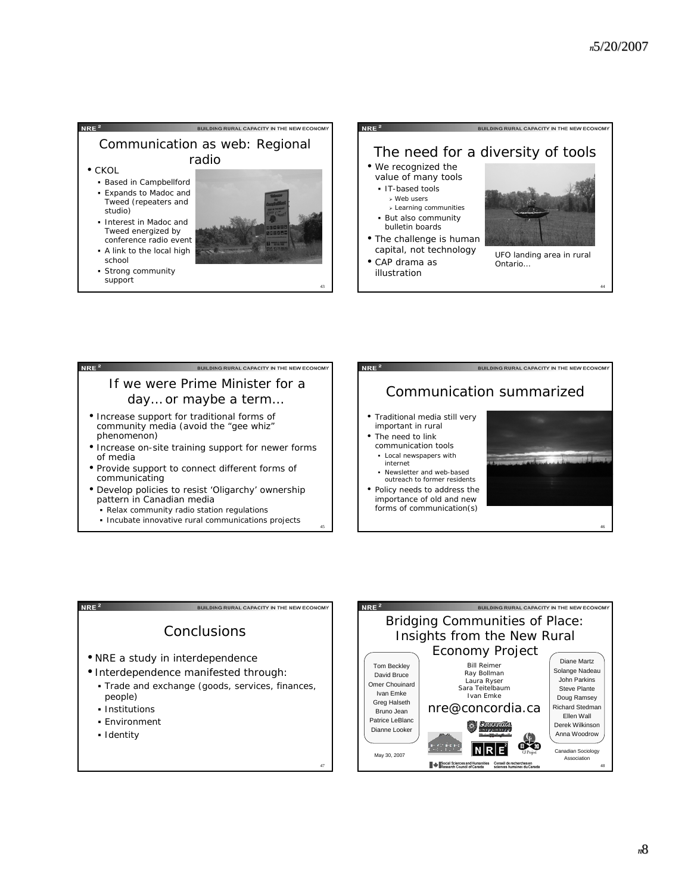## Communication as web: Regional radio

- CKOL
  - Based in Campbellford
  - Expands to Madoc and Tweed (repeaters and studio)
  - Interest in Madoc and Tweed energized by conference radio event
  - A link to the local high school
  - Strong community support

## The need for a diversity of tools

- We recognized the value of many tools
  - IT-based tools
    - Web users
    - Learning communities
  - But also community bulletin boards
- The challenge is human capital, not technology
- CAP drama as illustration

UFO landing area in rural Ontario…

## If we were Prime Minister for a day… or maybe a term…

- Increase support for traditional forms of community media (avoid the "gee whiz" phenomenon)
- Increase on-site training support for newer forms of media
- Provide support to connect different forms of communicating
- Develop policies to resist 'Oligarchy' ownership pattern in Canadian media
  - Relax community radio station regulations
  - Incubate innovative rural communications projects

## Communication summarized

- Traditional media still very important in rural
- The need to link communication tools
  - Local newspapers with internet
  - Newsletter and web-based outreach to former residents
- Policy needs to address the importance of old and new forms of communication(s)

## Conclusions

- NRE a study in interdependence
- Interdependence manifested through:
  - Trade and exchange (goods, services, finances, people)
  - Institutions
  - Environment
  - Identity

## Bridging Communities of Place: Insights from the New Rural Economy Project

Tom Beckley
David Bruce
Omer Chouinard
Ivan Emke
Greg Halseth
Bruno Jean
Patrice LeBlanc
Dianne Looker

Bill Reimer
Ray Bollman
Laura Ryser
Sara Teitelbaum
Ivan Emke

nre@concordia.ca

Diane Martz
Solange Nadeau
John Parkins
Steve Plante
Doug Ramsey
Richard Stedman
Ellen Wall
Derek Wilkinson
Anna Woodrow

May 30, 2007

Canadian Sociology Association

Social Sciences and Humanities Research Council of Canada
Conseil de recherches en sciences humaines du Canada